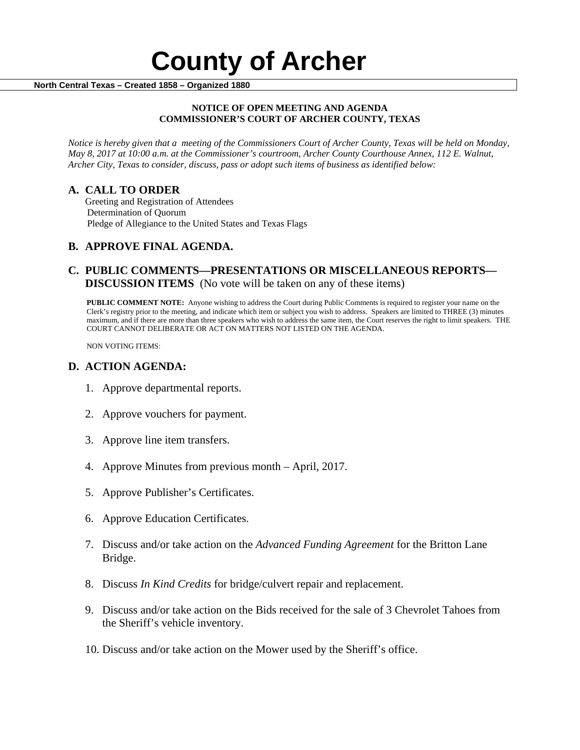# County of Archer

**North Central Texas – Created 1858 – Organized 1880**

**NOTICE OF OPEN MEETING AND AGENDA**
**COMMISSIONER'S COURT OF ARCHER COUNTY, TEXAS**

*Notice is hereby given that a meeting of the Commissioners Court of Archer County, Texas will be held on Monday, May 8, 2017 at 10:00 a.m. at the Commissioner's courtroom, Archer County Courthouse Annex, 112 E. Walnut, Archer City, Texas to consider, discuss, pass or adopt such items of business as identified below:*

## A. CALL TO ORDER

Greeting and Registration of Attendees
Determination of Quorum
Pledge of Allegiance to the United States and Texas Flags

## B. APPROVE FINAL AGENDA.

## C. PUBLIC COMMENTS—PRESENTATIONS OR MISCELLANEOUS REPORTS—DISCUSSION ITEMS (No vote will be taken on any of these items)

**PUBLIC COMMENT NOTE:** Anyone wishing to address the Court during Public Comments is required to register your name on the Clerk's registry prior to the meeting, and indicate which item or subject you wish to address. Speakers are limited to THREE (3) minutes maximum, and if there are more than three speakers who wish to address the same item, the Court reserves the right to limit speakers. THE COURT CANNOT DELIBERATE OR ACT ON MATTERS NOT LISTED ON THE AGENDA.

NON VOTING ITEMS:

## D. ACTION AGENDA:

1. Approve departmental reports.
2. Approve vouchers for payment.
3. Approve line item transfers.
4. Approve Minutes from previous month – April, 2017.
5. Approve Publisher's Certificates.
6. Approve Education Certificates.
7. Discuss and/or take action on the *Advanced Funding Agreement* for the Britton Lane Bridge.
8. Discuss *In Kind Credits* for bridge/culvert repair and replacement.
9. Discuss and/or take action on the Bids received for the sale of 3 Chevrolet Tahoes from the Sheriff's vehicle inventory.
10. Discuss and/or take action on the Mower used by the Sheriff's office.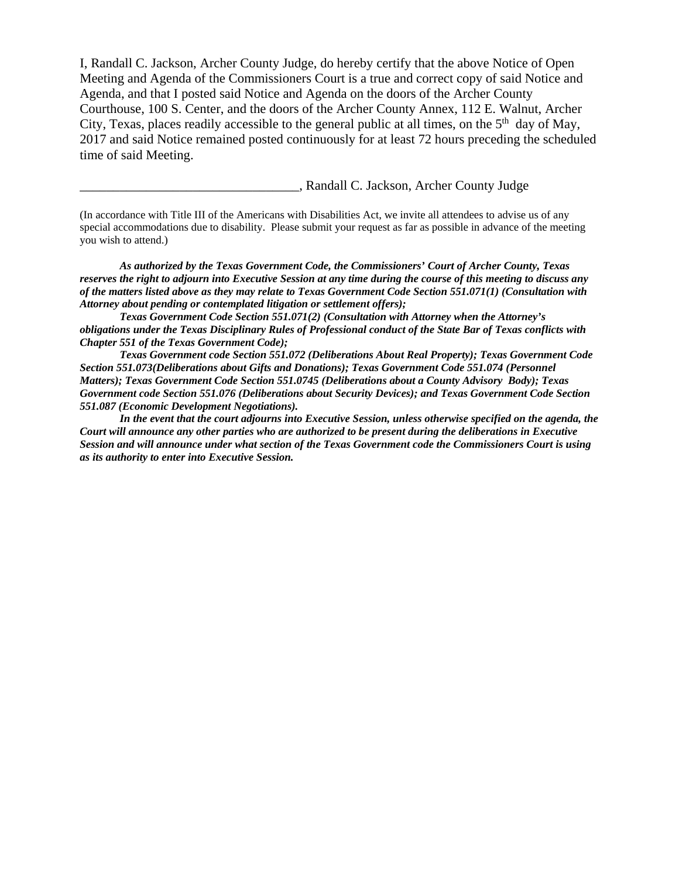I, Randall C. Jackson, Archer County Judge, do hereby certify that the above Notice of Open Meeting and Agenda of the Commissioners Court is a true and correct copy of said Notice and Agenda, and that I posted said Notice and Agenda on the doors of the Archer County Courthouse, 100 S. Center, and the doors of the Archer County Annex, 112 E. Walnut, Archer City, Texas, places readily accessible to the general public at all times, on the 5th day of May, 2017 and said Notice remained posted continuously for at least 72 hours preceding the scheduled time of said Meeting.

__________________________________, Randall C. Jackson, Archer County Judge

(In accordance with Title III of the Americans with Disabilities Act, we invite all attendees to advise us of any special accommodations due to disability. Please submit your request as far as possible in advance of the meeting you wish to attend.)

***As authorized by the Texas Government Code, the Commissioners' Court of Archer County, Texas reserves the right to adjourn into Executive Session at any time during the course of this meeting to discuss any of the matters listed above as they may relate to Texas Government Code Section 551.071(1) (Consultation with Attorney about pending or contemplated litigation or settlement offers);***

***Texas Government Code Section 551.071(2) (Consultation with Attorney when the Attorney's obligations under the Texas Disciplinary Rules of Professional conduct of the State Bar of Texas conflicts with Chapter 551 of the Texas Government Code);***

***Texas Government code Section 551.072 (Deliberations About Real Property); Texas Government Code Section 551.073(Deliberations about Gifts and Donations); Texas Government Code 551.074 (Personnel Matters); Texas Government Code Section 551.0745 (Deliberations about a County Advisory Body); Texas Government code Section 551.076 (Deliberations about Security Devices); and Texas Government Code Section 551.087 (Economic Development Negotiations).***

***In the event that the court adjourns into Executive Session, unless otherwise specified on the agenda, the Court will announce any other parties who are authorized to be present during the deliberations in Executive Session and will announce under what section of the Texas Government code the Commissioners Court is using as its authority to enter into Executive Session.***